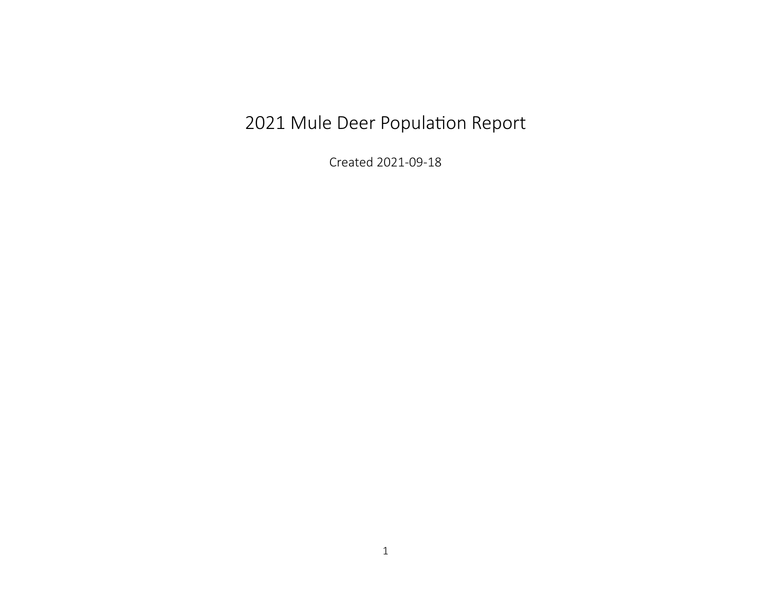# 2021 Mule Deer Population Report

Created 2021-09-18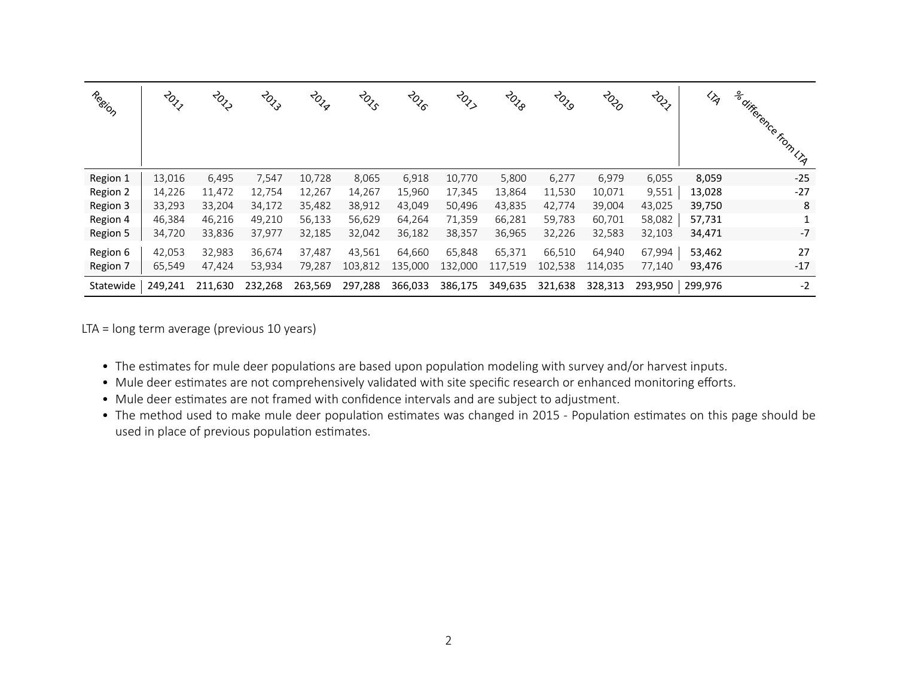| Region | 2011 | 2012 | 2013 | 2014 | 2015 | 2016 | 2017 | 2018 | 2019 | 2020 | 2021 | LTA | % difference from LTA |
|---|---|---|---|---|---|---|---|---|---|---|---|---|---|
| Region 1 | 13,016 | 6,495 | 7,547 | 10,728 | 8,065 | 6,918 | 10,770 | 5,800 | 6,277 | 6,979 | 6,055 | **8,059** | -25 |
| Region 2 | 14,226 | 11,472 | 12,754 | 12,267 | 14,267 | 15,960 | 17,345 | 13,864 | 11,530 | 10,071 | 9,551 | **13,028** | -27 |
| Region 3 | 33,293 | 33,204 | 34,172 | 35,482 | 38,912 | 43,049 | 50,496 | 43,835 | 42,774 | 39,004 | 43,025 | **39,750** | 8 |
| Region 4 | 46,384 | 46,216 | 49,210 | 56,133 | 56,629 | 64,264 | 71,359 | 66,281 | 59,783 | 60,701 | 58,082 | **57,731** | 1 |
| Region 5 | 34,720 | 33,836 | 37,977 | 32,185 | 32,042 | 36,182 | 38,357 | 36,965 | 32,226 | 32,583 | 32,103 | **34,471** | -7 |
| Region 6 | 42,053 | 32,983 | 36,674 | 37,487 | 43,561 | 64,660 | 65,848 | 65,371 | 66,510 | 64,940 | 67,994 | **53,462** | 27 |
| Region 7 | 65,549 | 47,424 | 53,934 | 79,287 | 103,812 | 135,000 | 132,000 | 117,519 | 102,538 | 114,035 | 77,140 | **93,476** | -17 |
| Statewide | 249,241 | 211,630 | 232,268 | 263,569 | 297,288 | 366,033 | 386,175 | 349,635 | 321,638 | 328,313 | 293,950 | 299,976 | -2 |

LTA = long term average (previous 10 years)

- The estimates for mule deer populations are based upon population modeling with survey and/or harvest inputs.
- Mule deer estimates are not comprehensively validated with site specific research or enhanced monitoring efforts.
- Mule deer estimates are not framed with confidence intervals and are subject to adjustment.
- The method used to make mule deer population estimates was changed in 2015 - Population estimates on this page should be used in place of previous population estimates.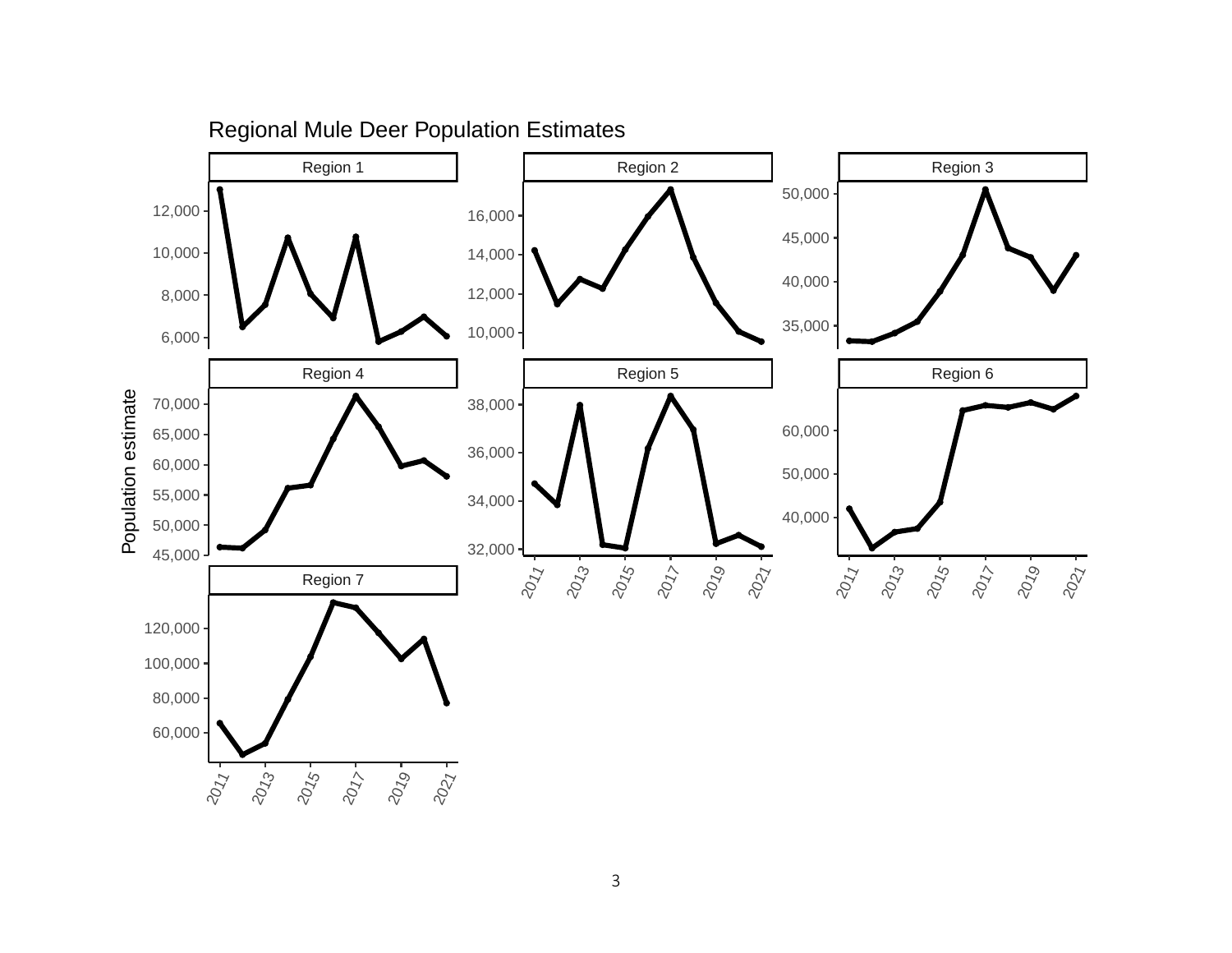Regional Mule Deer Population Estimates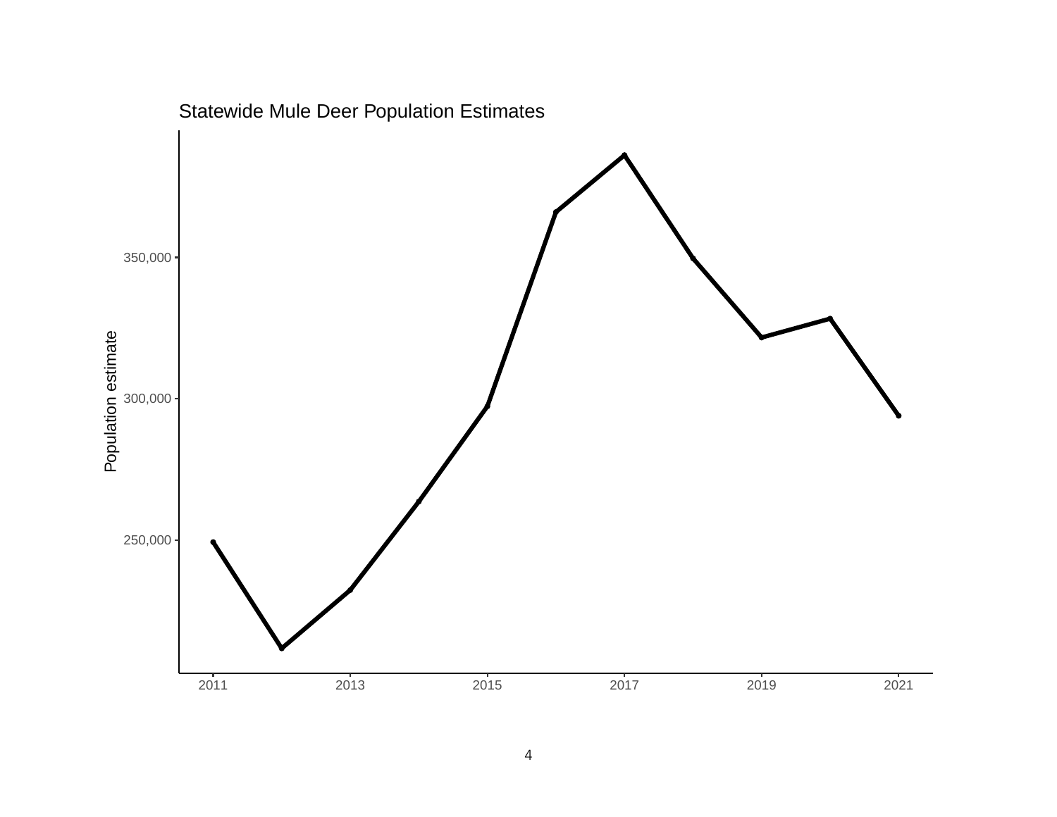Statewide Mule Deer Population Estimates

Population estimate

350,000

300,000

250,000

2011

2013

2015

2017

2019

2021